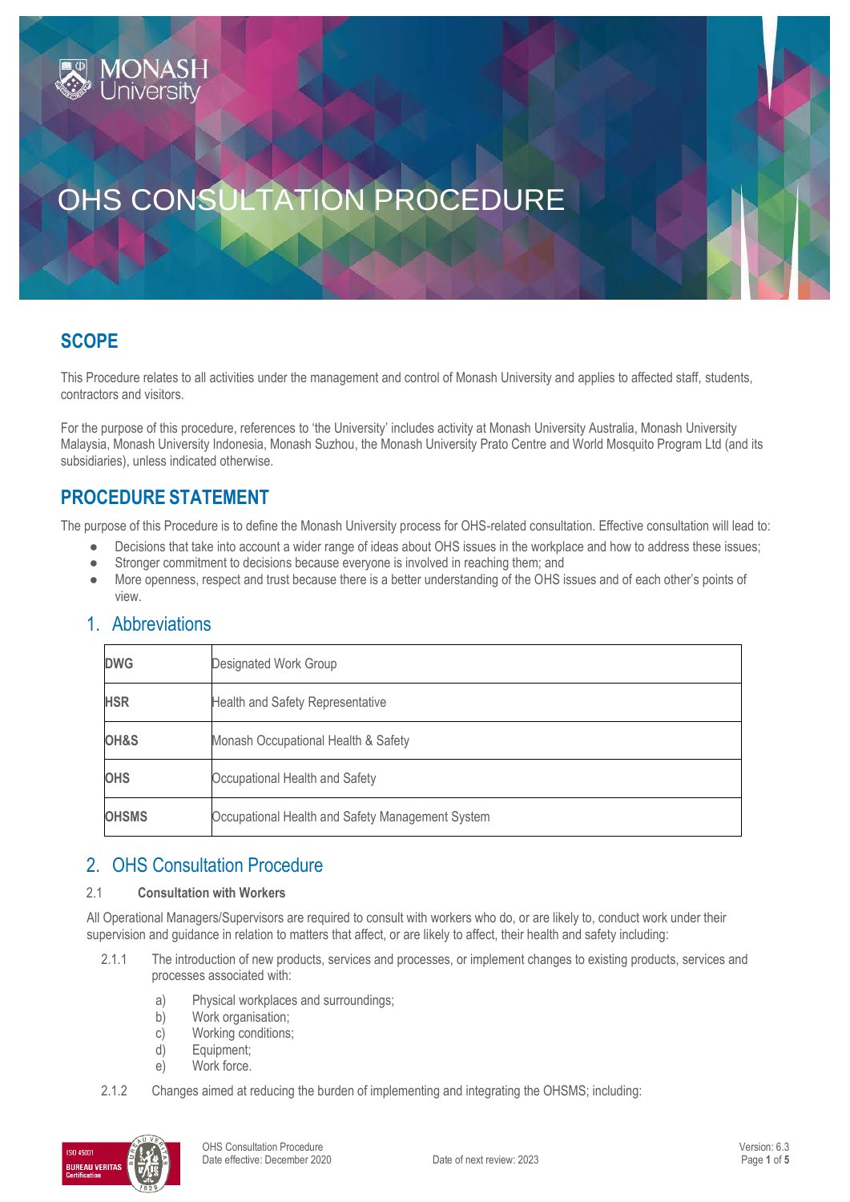# OHS CONSULTATION PROCEDURE

## SCOPE

This Procedure relates to all activities under the management and control of Monash University and applies to affected staff, students, contractors and visitors.

For the purpose of this procedure, references to 'the University' includes activity at Monash University Australia, Monash University Malaysia, Monash University Indonesia, Monash Suzhou, the Monash University Prato Centre and World Mosquito Program Ltd (and its subsidiaries), unless indicated otherwise.

## PROCEDURE STATEMENT

The purpose of this Procedure is to define the Monash University process for OHS-related consultation. Effective consultation will lead to:

- Decisions that take into account a wider range of ideas about OHS issues in the workplace and how to address these issues;
- Stronger commitment to decisions because everyone is involved in reaching them; and
- More openness, respect and trust because there is a better understanding of the OHS issues and of each other's points of view.

### 1. Abbreviations

| | |
|---|---|
| **DWG** | Designated Work Group |
| **HSR** | Health and Safety Representative |
| **OH&S** | Monash Occupational Health & Safety |
| **OHS** | Occupational Health and Safety |
| **OHSMS** | Occupational Health and Safety Management System |

### 2. OHS Consultation Procedure

#### 2.1 Consultation with Workers

All Operational Managers/Supervisors are required to consult with workers who do, or are likely to, conduct work under their supervision and guidance in relation to matters that affect, or are likely to affect, their health and safety including:

2.1.1 The introduction of new products, services and processes, or implement changes to existing products, services and processes associated with:

a) Physical workplaces and surroundings;
b) Work organisation;
c) Working conditions;
d) Equipment;
e) Work force.

2.1.2 Changes aimed at reducing the burden of implementing and integrating the OHSMS; including: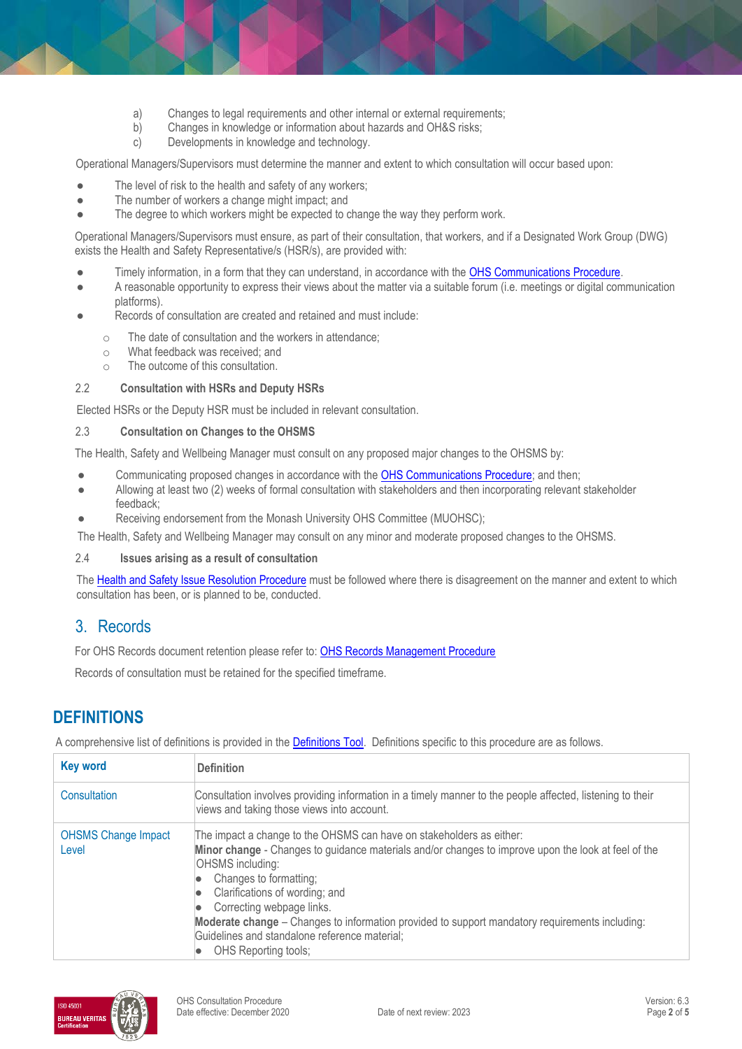a) Changes to legal requirements and other internal or external requirements;
b) Changes in knowledge or information about hazards and OH&S risks;
c) Developments in knowledge and technology.

Operational Managers/Supervisors must determine the manner and extent to which consultation will occur based upon:

- The level of risk to the health and safety of any workers;
- The number of workers a change might impact; and
- The degree to which workers might be expected to change the way they perform work.

Operational Managers/Supervisors must ensure, as part of their consultation, that workers, and if a Designated Work Group (DWG) exists the Health and Safety Representative/s (HSR/s), are provided with:

- Timely information, in a form that they can understand, in accordance with the OHS Communications Procedure.
- A reasonable opportunity to express their views about the matter via a suitable forum (i.e. meetings or digital communication platforms).
- Records of consultation are created and retained and must include:
  - The date of consultation and the workers in attendance;
  - What feedback was received; and
  - The outcome of this consultation.

### 2.2 Consultation with HSRs and Deputy HSRs

Elected HSRs or the Deputy HSR must be included in relevant consultation.

### 2.3 Consultation on Changes to the OHSMS

The Health, Safety and Wellbeing Manager must consult on any proposed major changes to the OHSMS by:

- Communicating proposed changes in accordance with the OHS Communications Procedure; and then;
- Allowing at least two (2) weeks of formal consultation with stakeholders and then incorporating relevant stakeholder feedback;
- Receiving endorsement from the Monash University OHS Committee (MUOHSC);

The Health, Safety and Wellbeing Manager may consult on any minor and moderate proposed changes to the OHSMS.

### 2.4 Issues arising as a result of consultation

The Health and Safety Issue Resolution Procedure must be followed where there is disagreement on the manner and extent to which consultation has been, or is planned to be, conducted.

## 3. Records

For OHS Records document retention please refer to: OHS Records Management Procedure

Records of consultation must be retained for the specified timeframe.

# DEFINITIONS

A comprehensive list of definitions is provided in the Definitions Tool. Definitions specific to this procedure are as follows.

| Key word | Definition |
|---|---|
| Consultation | Consultation involves providing information in a timely manner to the people affected, listening to their views and taking those views into account. |
| OHSMS Change Impact Level | The impact a change to the OHSMS can have on stakeholders as either:<br>**Minor change** - Changes to guidance materials and/or changes to improve upon the look at feel of the OHSMS including:<br>• Changes to formatting;<br>• Clarifications of wording; and<br>• Correcting webpage links.<br>**Moderate change** – Changes to information provided to support mandatory requirements including: Guidelines and standalone reference material;<br>• OHS Reporting tools; |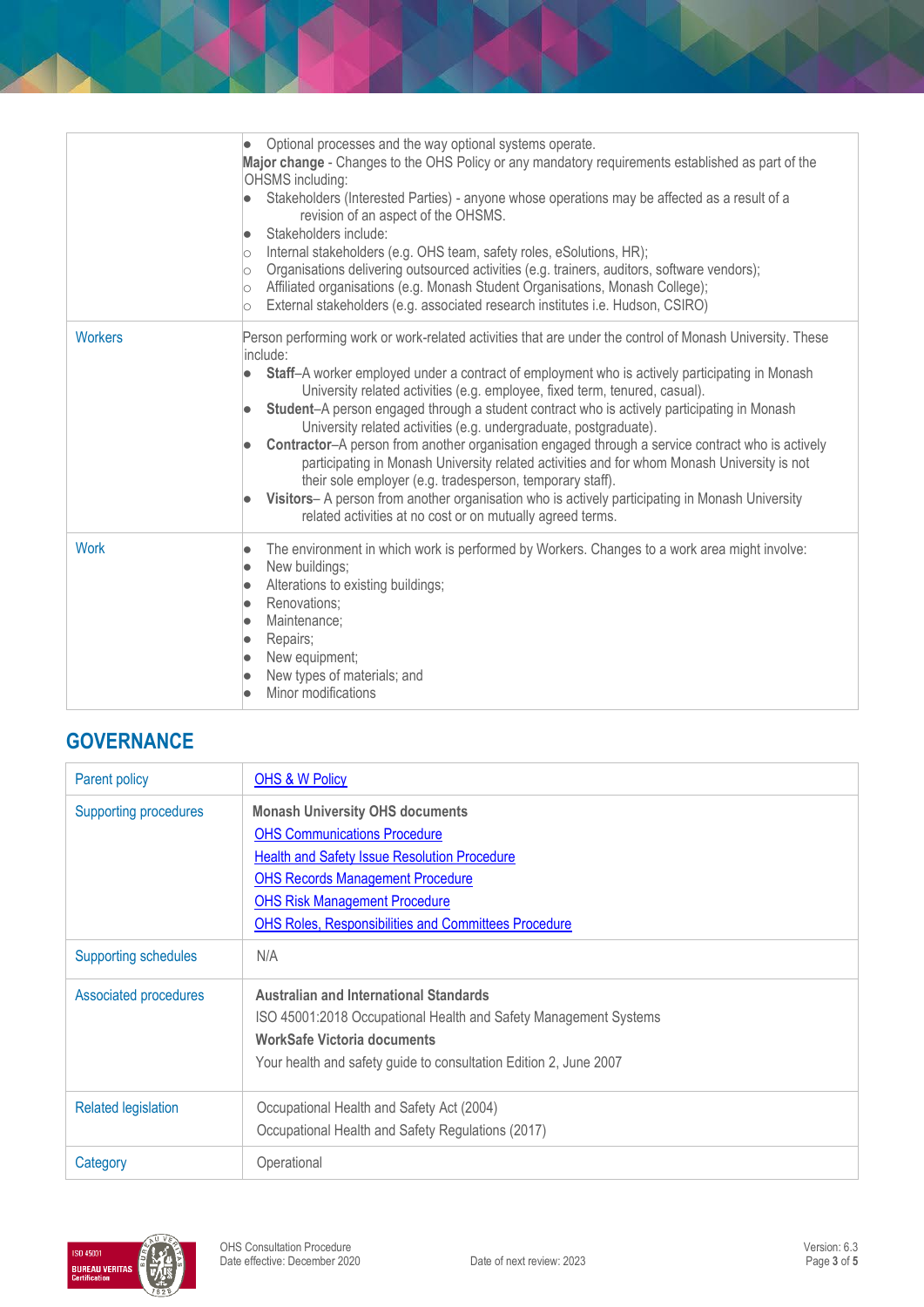| | |
|---|---|
| | • Optional processes and the way optional systems operate.<br>**Major change** - Changes to the OHS Policy or any mandatory requirements established as part of the OHSMS including:<br>• Stakeholders (Interested Parties) - anyone whose operations may be affected as a result of a revision of an aspect of the OHSMS.<br>• Stakeholders include:<br>○ Internal stakeholders (e.g. OHS team, safety roles, eSolutions, HR);<br>○ Organisations delivering outsourced activities (e.g. trainers, auditors, software vendors);<br>○ Affiliated organisations (e.g. Monash Student Organisations, Monash College);<br>○ External stakeholders (e.g. associated research institutes i.e. Hudson, CSIRO) |
| Workers | Person performing work or work-related activities that are under the control of Monash University. These include:<br>• **Staff**–A worker employed under a contract of employment who is actively participating in Monash University related activities (e.g. employee, fixed term, tenured, casual).<br>• **Student**–A person engaged through a student contract who is actively participating in Monash University related activities (e.g. undergraduate, postgraduate).<br>• **Contractor**–A person from another organisation engaged through a service contract who is actively participating in Monash University related activities and for whom Monash University is not their sole employer (e.g. tradesperson, temporary staff).<br>• **Visitors**– A person from another organisation who is actively participating in Monash University related activities at no cost or on mutually agreed terms. |
| Work | • The environment in which work is performed by Workers. Changes to a work area might involve:<br>• New buildings;<br>• Alterations to existing buildings;<br>• Renovations;<br>• Maintenance;<br>• Repairs;<br>• New equipment;<br>• New types of materials; and<br>• Minor modifications |

## GOVERNANCE

| | |
|---|---|
| Parent policy | OHS & W Policy |
| Supporting procedures | **Monash University OHS documents**<br>OHS Communications Procedure<br>Health and Safety Issue Resolution Procedure<br>OHS Records Management Procedure<br>OHS Risk Management Procedure<br>OHS Roles, Responsibilities and Committees Procedure |
| Supporting schedules | N/A |
| Associated procedures | **Australian and International Standards**<br>ISO 45001:2018 Occupational Health and Safety Management Systems<br>**WorkSafe Victoria documents**<br>Your health and safety guide to consultation Edition 2, June 2007 |
| Related legislation | Occupational Health and Safety Act (2004)<br>Occupational Health and Safety Regulations (2017) |
| Category | Operational |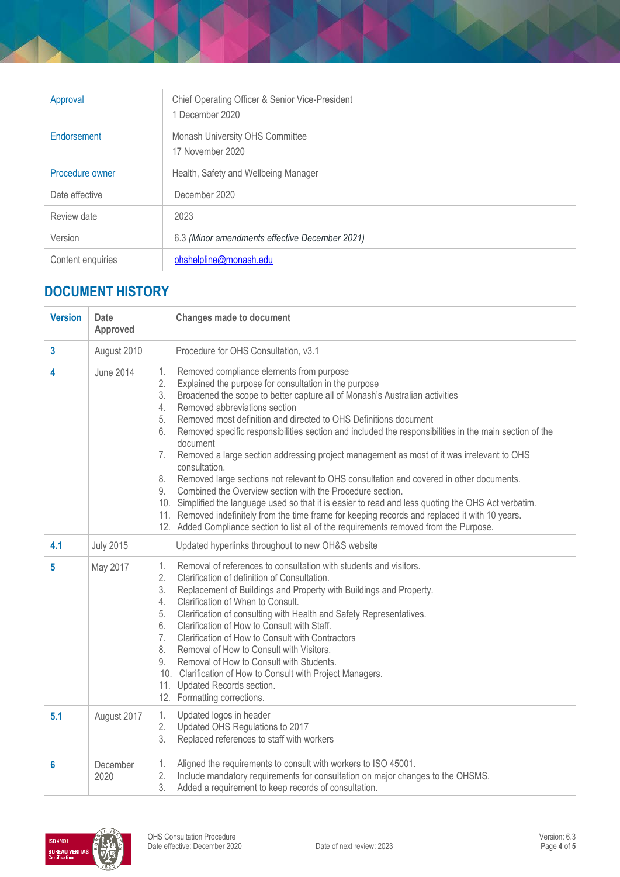| Approval | Chief Operating Officer & Senior Vice-President<br>1 December 2020 |
|---|---|
| Endorsement | Monash University OHS Committee<br>17 November 2020 |
| Procedure owner | Health, Safety and Wellbeing Manager |
| Date effective | December 2020 |
| Review date | 2023 |
| Version | 6.3 *(Minor amendments effective December 2021)* |
| Content enquiries | ohshelpline@monash.edu |

## DOCUMENT HISTORY

| Version | Date Approved | Changes made to document |
|---|---|---|
| 3 | August 2010 | Procedure for OHS Consultation, v3.1 |
| 4 | June 2014 | 1. Removed compliance elements from purpose<br>2. Explained the purpose for consultation in the purpose<br>3. Broadened the scope to better capture all of Monash's Australian activities<br>4. Removed abbreviations section<br>5. Removed most definition and directed to OHS Definitions document<br>6. Removed specific responsibilities section and included the responsibilities in the main section of the document<br>7. Removed a large section addressing project management as most of it was irrelevant to OHS consultation.<br>8. Removed large sections not relevant to OHS consultation and covered in other documents.<br>9. Combined the Overview section with the Procedure section.<br>10. Simplified the language used so that it is easier to read and less quoting the OHS Act verbatim.<br>11. Removed indefinitely from the time frame for keeping records and replaced it with 10 years.<br>12. Added Compliance section to list all of the requirements removed from the Purpose. |
| 4.1 | July 2015 | Updated hyperlinks throughout to new OH&S website |
| 5 | May 2017 | 1. Removal of references to consultation with students and visitors.<br>2. Clarification of definition of Consultation.<br>3. Replacement of Buildings and Property with Buildings and Property.<br>4. Clarification of When to Consult.<br>5. Clarification of consulting with Health and Safety Representatives.<br>6. Clarification of How to Consult with Staff.<br>7. Clarification of How to Consult with Contractors<br>8. Removal of How to Consult with Visitors.<br>9. Removal of How to Consult with Students.<br>10. Clarification of How to Consult with Project Managers.<br>11. Updated Records section.<br>12. Formatting corrections. |
| 5.1 | August 2017 | 1. Updated logos in header<br>2. Updated OHS Regulations to 2017<br>3. Replaced references to staff with workers |
| 6 | December 2020 | 1. Aligned the requirements to consult with workers to ISO 45001.<br>2. Include mandatory requirements for consultation on major changes to the OHSMS.<br>3. Added a requirement to keep records of consultation. |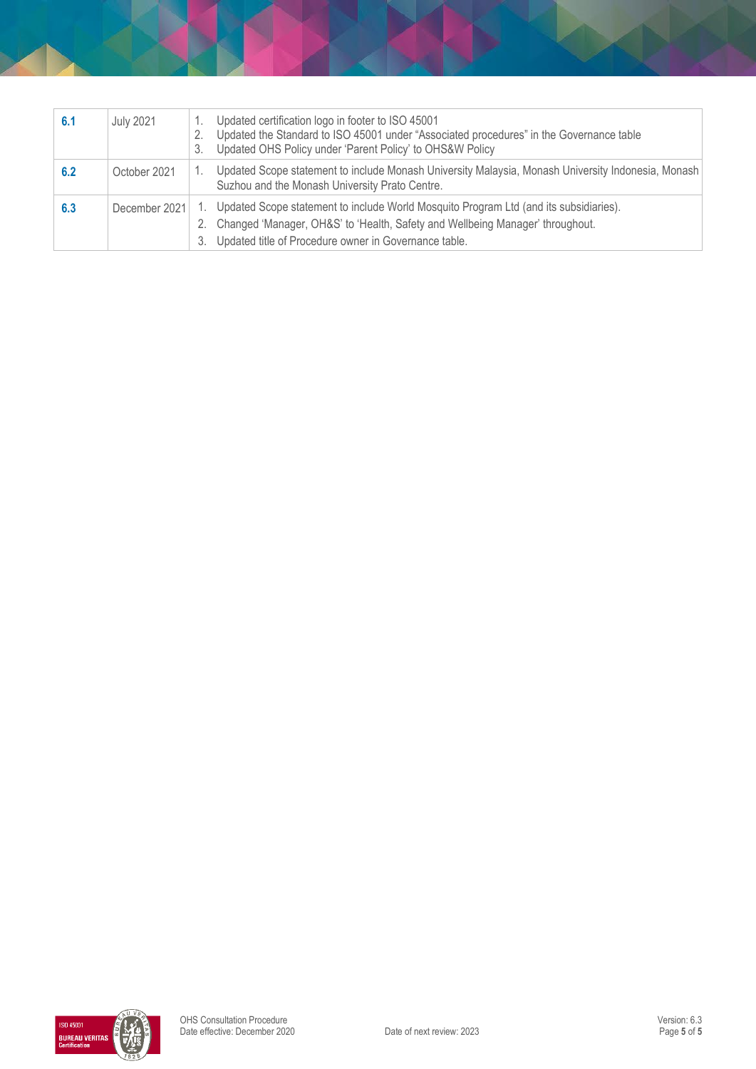| | | |
|---|---|---|
| **6.1** | July 2021 | 1. Updated certification logo in footer to ISO 45001<br>2. Updated the Standard to ISO 45001 under "Associated procedures" in the Governance table<br>3. Updated OHS Policy under 'Parent Policy' to OHS&W Policy |
| **6.2** | October 2021 | 1. Updated Scope statement to include Monash University Malaysia, Monash University Indonesia, Monash Suzhou and the Monash University Prato Centre. |
| **6.3** | December 2021 | 1. Updated Scope statement to include World Mosquito Program Ltd (and its subsidiaries).<br>2. Changed 'Manager, OH&S' to 'Health, Safety and Wellbeing Manager' throughout.<br>3. Updated title of Procedure owner in Governance table. |